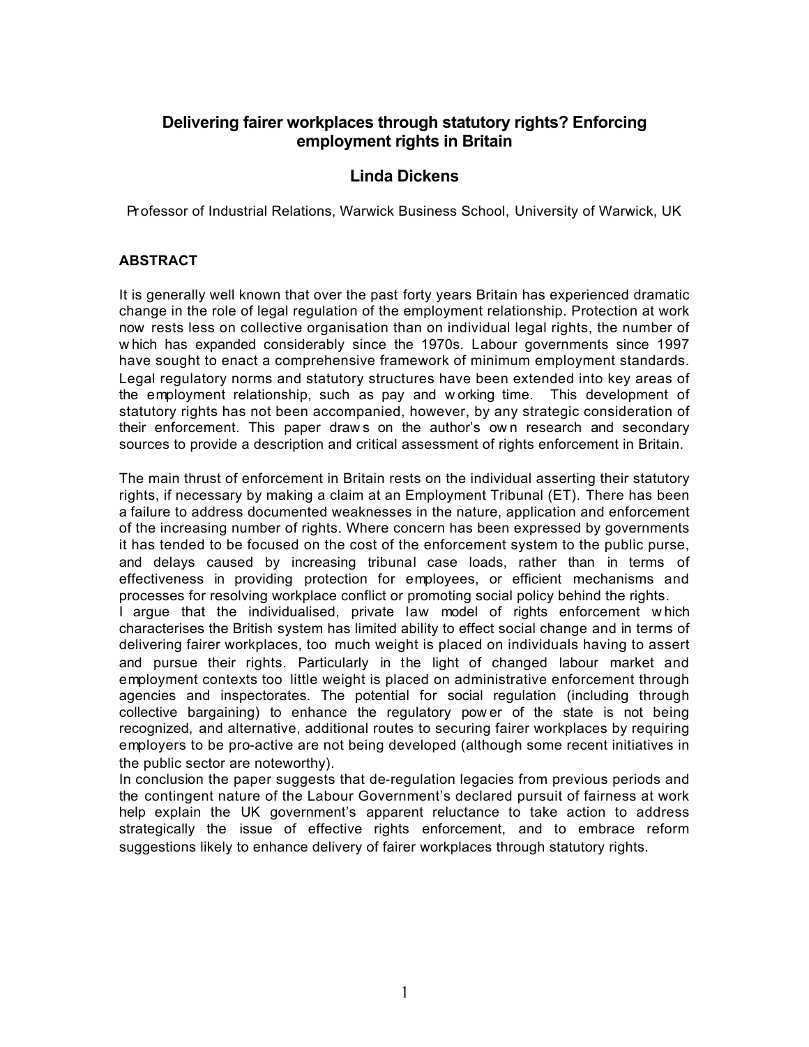# Delivering fairer workplaces through statutory rights? Enforcing employment rights in Britain

## Linda Dickens

Professor of Industrial Relations, Warwick Business School, University of Warwick, UK

### ABSTRACT

It is generally well known that over the past forty years Britain has experienced dramatic change in the role of legal regulation of the employment relationship. Protection at work now rests less on collective organisation than on individual legal rights, the number of which has expanded considerably since the 1970s. Labour governments since 1997 have sought to enact a comprehensive framework of minimum employment standards. Legal regulatory norms and statutory structures have been extended into key areas of the employment relationship, such as pay and working time. This development of statutory rights has not been accompanied, however, by any strategic consideration of their enforcement. This paper draws on the author's own research and secondary sources to provide a description and critical assessment of rights enforcement in Britain.

The main thrust of enforcement in Britain rests on the individual asserting their statutory rights, if necessary by making a claim at an Employment Tribunal (ET). There has been a failure to address documented weaknesses in the nature, application and enforcement of the increasing number of rights. Where concern has been expressed by governments it has tended to be focused on the cost of the enforcement system to the public purse, and delays caused by increasing tribunal case loads, rather than in terms of effectiveness in providing protection for employees, or efficient mechanisms and processes for resolving workplace conflict or promoting social policy behind the rights.

I argue that the individualised, private law model of rights enforcement which characterises the British system has limited ability to effect social change and in terms of delivering fairer workplaces, too much weight is placed on individuals having to assert and pursue their rights. Particularly in the light of changed labour market and employment contexts too little weight is placed on administrative enforcement through agencies and inspectorates. The potential for social regulation (including through collective bargaining) to enhance the regulatory power of the state is not being recognized, and alternative, additional routes to securing fairer workplaces by requiring employers to be pro-active are not being developed (although some recent initiatives in the public sector are noteworthy).

In conclusion the paper suggests that de-regulation legacies from previous periods and the contingent nature of the Labour Government's declared pursuit of fairness at work help explain the UK government's apparent reluctance to take action to address strategically the issue of effective rights enforcement, and to embrace reform suggestions likely to enhance delivery of fairer workplaces through statutory rights.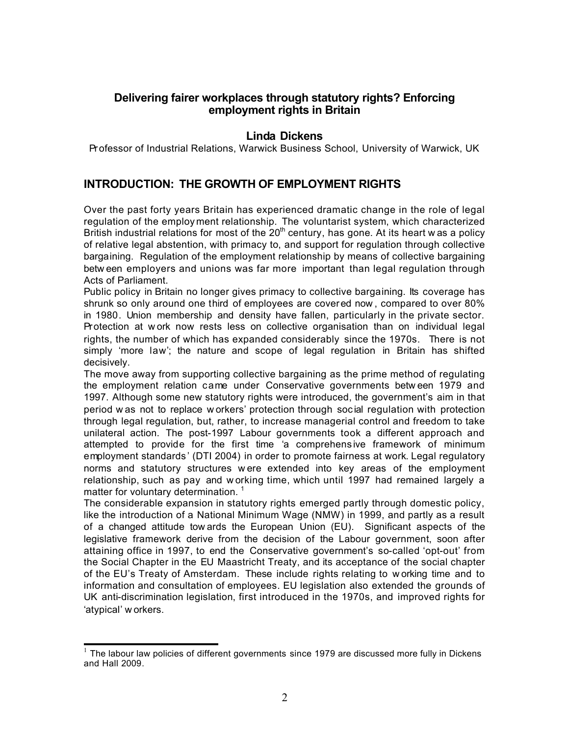# Delivering fairer workplaces through statutory rights? Enforcing employment rights in Britain

**Linda Dickens**

Professor of Industrial Relations, Warwick Business School, University of Warwick, UK

## INTRODUCTION: THE GROWTH OF EMPLOYMENT RIGHTS

Over the past forty years Britain has experienced dramatic change in the role of legal regulation of the employment relationship. The voluntarist system, which characterized British industrial relations for most of the 20th century, has gone. At its heart was a policy of relative legal abstention, with primacy to, and support for regulation through collective bargaining. Regulation of the employment relationship by means of collective bargaining between employers and unions was far more important than legal regulation through Acts of Parliament.

Public policy in Britain no longer gives primacy to collective bargaining. Its coverage has shrunk so only around one third of employees are covered now, compared to over 80% in 1980. Union membership and density have fallen, particularly in the private sector. Protection at work now rests less on collective organisation than on individual legal rights, the number of which has expanded considerably since the 1970s. There is not simply 'more law'; the nature and scope of legal regulation in Britain has shifted decisively.

The move away from supporting collective bargaining as the prime method of regulating the employment relation came under Conservative governments between 1979 and 1997. Although some new statutory rights were introduced, the government's aim in that period was not to replace workers' protection through social regulation with protection through legal regulation, but, rather, to increase managerial control and freedom to take unilateral action. The post-1997 Labour governments took a different approach and attempted to provide for the first time 'a comprehensive framework of minimum employment standards' (DTI 2004) in order to promote fairness at work. Legal regulatory norms and statutory structures were extended into key areas of the employment relationship, such as pay and working time, which until 1997 had remained largely a matter for voluntary determination. [1]

The considerable expansion in statutory rights emerged partly through domestic policy, like the introduction of a National Minimum Wage (NMW) in 1999, and partly as a result of a changed attitude towards the European Union (EU). Significant aspects of the legislative framework derive from the decision of the Labour government, soon after attaining office in 1997, to end the Conservative government's so-called 'opt-out' from the Social Chapter in the EU Maastricht Treaty, and its acceptance of the social chapter of the EU's Treaty of Amsterdam. These include rights relating to working time and to information and consultation of employees. EU legislation also extended the grounds of UK anti-discrimination legislation, first introduced in the 1970s, and improved rights for 'atypical' workers.

---

[1] The labour law policies of different governments since 1979 are discussed more fully in Dickens and Hall 2009.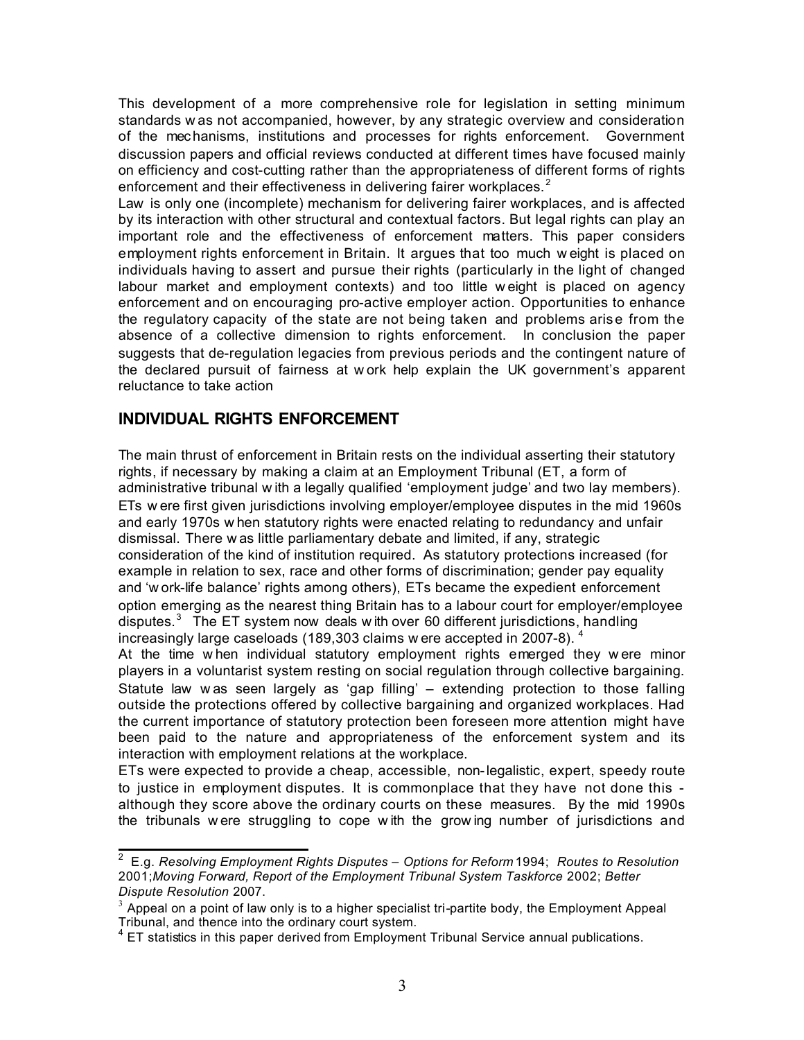This development of a more comprehensive role for legislation in setting minimum standards was not accompanied, however, by any strategic overview and consideration of the mechanisms, institutions and processes for rights enforcement. Government discussion papers and official reviews conducted at different times have focused mainly on efficiency and cost-cutting rather than the appropriateness of different forms of rights enforcement and their effectiveness in delivering fairer workplaces.[2]

Law is only one (incomplete) mechanism for delivering fairer workplaces, and is affected by its interaction with other structural and contextual factors. But legal rights can play an important role and the effectiveness of enforcement matters. This paper considers employment rights enforcement in Britain. It argues that too much weight is placed on individuals having to assert and pursue their rights (particularly in the light of changed labour market and employment contexts) and too little weight is placed on agency enforcement and on encouraging pro-active employer action. Opportunities to enhance the regulatory capacity of the state are not being taken and problems arise from the absence of a collective dimension to rights enforcement. In conclusion the paper suggests that de-regulation legacies from previous periods and the contingent nature of the declared pursuit of fairness at work help explain the UK government's apparent reluctance to take action

## INDIVIDUAL RIGHTS ENFORCEMENT

The main thrust of enforcement in Britain rests on the individual asserting their statutory rights, if necessary by making a claim at an Employment Tribunal (ET, a form of administrative tribunal with a legally qualified 'employment judge' and two lay members). ETs were first given jurisdictions involving employer/employee disputes in the mid 1960s and early 1970s when statutory rights were enacted relating to redundancy and unfair dismissal. There was little parliamentary debate and limited, if any, strategic consideration of the kind of institution required. As statutory protections increased (for example in relation to sex, race and other forms of discrimination; gender pay equality and 'work-life balance' rights among others), ETs became the expedient enforcement option emerging as the nearest thing Britain has to a labour court for employer/employee disputes.[3] The ET system now deals with over 60 different jurisdictions, handling increasingly large caseloads (189,303 claims were accepted in 2007-8).[4]

At the time when individual statutory employment rights emerged they were minor players in a voluntarist system resting on social regulation through collective bargaining. Statute law was seen largely as 'gap filling' – extending protection to those falling outside the protections offered by collective bargaining and organized workplaces. Had the current importance of statutory protection been foreseen more attention might have been paid to the nature and appropriateness of the enforcement system and its interaction with employment relations at the workplace.

ETs were expected to provide a cheap, accessible, non-legalistic, expert, speedy route to justice in employment disputes. It is commonplace that they have not done this - although they score above the ordinary courts on these measures. By the mid 1990s the tribunals were struggling to cope with the growing number of jurisdictions and

---

[2] E.g. *Resolving Employment Rights Disputes – Options for Reform* 1994; *Routes to Resolution* 2001; *Moving Forward, Report of the Employment Tribunal System Taskforce* 2002; *Better Dispute Resolution* 2007.

[3] Appeal on a point of law only is to a higher specialist tri-partite body, the Employment Appeal Tribunal, and thence into the ordinary court system.

[4] ET statistics in this paper derived from Employment Tribunal Service annual publications.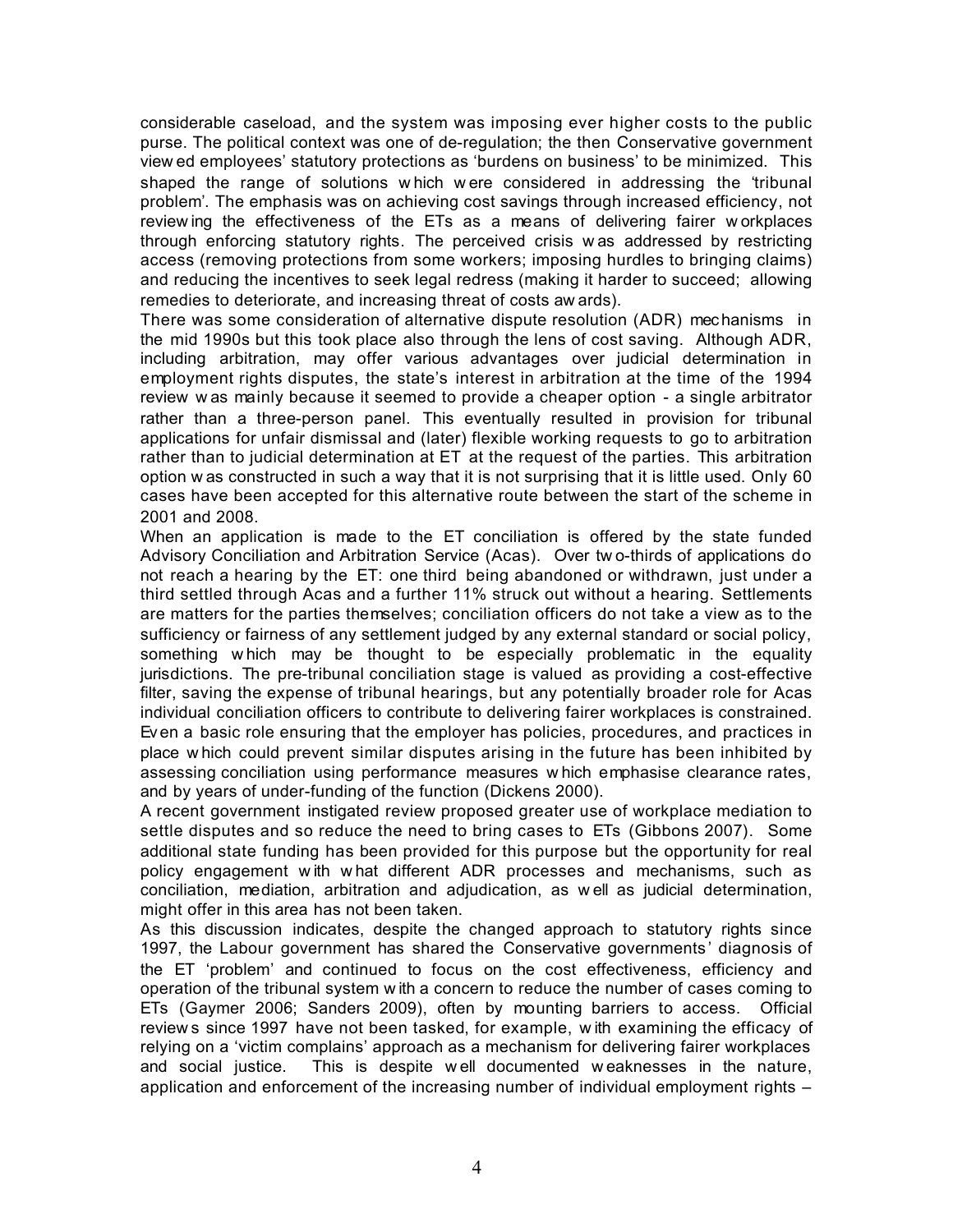considerable caseload, and the system was imposing ever higher costs to the public purse. The political context was one of de-regulation; the then Conservative government viewed employees' statutory protections as 'burdens on business' to be minimized. This shaped the range of solutions which were considered in addressing the 'tribunal problem'. The emphasis was on achieving cost savings through increased efficiency, not reviewing the effectiveness of the ETs as a means of delivering fairer workplaces through enforcing statutory rights. The perceived crisis was addressed by restricting access (removing protections from some workers; imposing hurdles to bringing claims) and reducing the incentives to seek legal redress (making it harder to succeed; allowing remedies to deteriorate, and increasing threat of costs awards).

There was some consideration of alternative dispute resolution (ADR) mechanisms in the mid 1990s but this took place also through the lens of cost saving. Although ADR, including arbitration, may offer various advantages over judicial determination in employment rights disputes, the state's interest in arbitration at the time of the 1994 review was mainly because it seemed to provide a cheaper option - a single arbitrator rather than a three-person panel. This eventually resulted in provision for tribunal applications for unfair dismissal and (later) flexible working requests to go to arbitration rather than to judicial determination at ET at the request of the parties. This arbitration option was constructed in such a way that it is not surprising that it is little used. Only 60 cases have been accepted for this alternative route between the start of the scheme in 2001 and 2008.

When an application is made to the ET conciliation is offered by the state funded Advisory Conciliation and Arbitration Service (Acas). Over two-thirds of applications do not reach a hearing by the ET: one third being abandoned or withdrawn, just under a third settled through Acas and a further 11% struck out without a hearing. Settlements are matters for the parties themselves; conciliation officers do not take a view as to the sufficiency or fairness of any settlement judged by any external standard or social policy, something which may be thought to be especially problematic in the equality jurisdictions. The pre-tribunal conciliation stage is valued as providing a cost-effective filter, saving the expense of tribunal hearings, but any potentially broader role for Acas individual conciliation officers to contribute to delivering fairer workplaces is constrained. Even a basic role ensuring that the employer has policies, procedures, and practices in place which could prevent similar disputes arising in the future has been inhibited by assessing conciliation using performance measures which emphasise clearance rates, and by years of under-funding of the function (Dickens 2000).

A recent government instigated review proposed greater use of workplace mediation to settle disputes and so reduce the need to bring cases to ETs (Gibbons 2007). Some additional state funding has been provided for this purpose but the opportunity for real policy engagement with what different ADR processes and mechanisms, such as conciliation, mediation, arbitration and adjudication, as well as judicial determination, might offer in this area has not been taken.

As this discussion indicates, despite the changed approach to statutory rights since 1997, the Labour government has shared the Conservative governments' diagnosis of the ET 'problem' and continued to focus on the cost effectiveness, efficiency and operation of the tribunal system with a concern to reduce the number of cases coming to ETs (Gaymer 2006; Sanders 2009), often by mounting barriers to access. Official reviews since 1997 have not been tasked, for example, with examining the efficacy of relying on a 'victim complains' approach as a mechanism for delivering fairer workplaces and social justice. This is despite well documented weaknesses in the nature, application and enforcement of the increasing number of individual employment rights –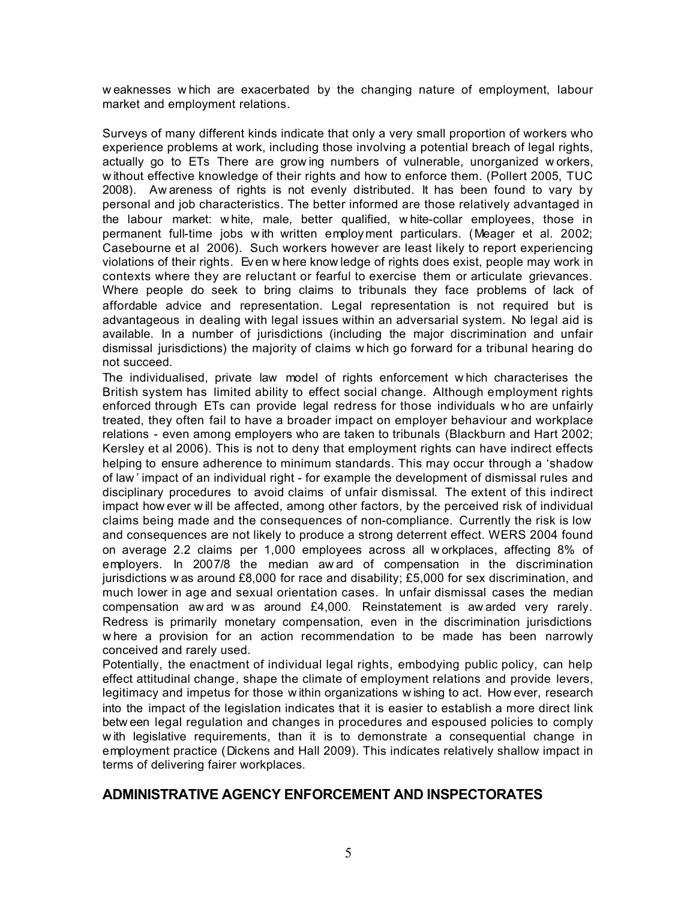weaknesses which are exacerbated by the changing nature of employment, labour market and employment relations.

Surveys of many different kinds indicate that only a very small proportion of workers who experience problems at work, including those involving a potential breach of legal rights, actually go to ETs There are growing numbers of vulnerable, unorganized workers, without effective knowledge of their rights and how to enforce them. (Pollert 2005, TUC 2008). Awareness of rights is not evenly distributed. It has been found to vary by personal and job characteristics. The better informed are those relatively advantaged in the labour market: white, male, better qualified, white-collar employees, those in permanent full-time jobs with written employment particulars. (Meager et al. 2002; Casebourne et al 2006). Such workers however are least likely to report experiencing violations of their rights. Even where knowledge of rights does exist, people may work in contexts where they are reluctant or fearful to exercise them or articulate grievances. Where people do seek to bring claims to tribunals they face problems of lack of affordable advice and representation. Legal representation is not required but is advantageous in dealing with legal issues within an adversarial system. No legal aid is available. In a number of jurisdictions (including the major discrimination and unfair dismissal jurisdictions) the majority of claims which go forward for a tribunal hearing do not succeed.

The individualised, private law model of rights enforcement which characterises the British system has limited ability to effect social change. Although employment rights enforced through ETs can provide legal redress for those individuals who are unfairly treated, they often fail to have a broader impact on employer behaviour and workplace relations - even among employers who are taken to tribunals (Blackburn and Hart 2002; Kersley et al 2006). This is not to deny that employment rights can have indirect effects helping to ensure adherence to minimum standards. This may occur through a 'shadow of law' impact of an individual right - for example the development of dismissal rules and disciplinary procedures to avoid claims of unfair dismissal. The extent of this indirect impact however will be affected, among other factors, by the perceived risk of individual claims being made and the consequences of non-compliance. Currently the risk is low and consequences are not likely to produce a strong deterrent effect. WERS 2004 found on average 2.2 claims per 1,000 employees across all workplaces, affecting 8% of employers. In 2007/8 the median award of compensation in the discrimination jurisdictions was around £8,000 for race and disability; £5,000 for sex discrimination, and much lower in age and sexual orientation cases. In unfair dismissal cases the median compensation award was around £4,000. Reinstatement is awarded very rarely. Redress is primarily monetary compensation, even in the discrimination jurisdictions where a provision for an action recommendation to be made has been narrowly conceived and rarely used.

Potentially, the enactment of individual legal rights, embodying public policy, can help effect attitudinal change, shape the climate of employment relations and provide levers, legitimacy and impetus for those within organizations wishing to act. However, research into the impact of the legislation indicates that it is easier to establish a more direct link between legal regulation and changes in procedures and espoused policies to comply with legislative requirements, than it is to demonstrate a consequential change in employment practice (Dickens and Hall 2009). This indicates relatively shallow impact in terms of delivering fairer workplaces.

## ADMINISTRATIVE AGENCY ENFORCEMENT AND INSPECTORATES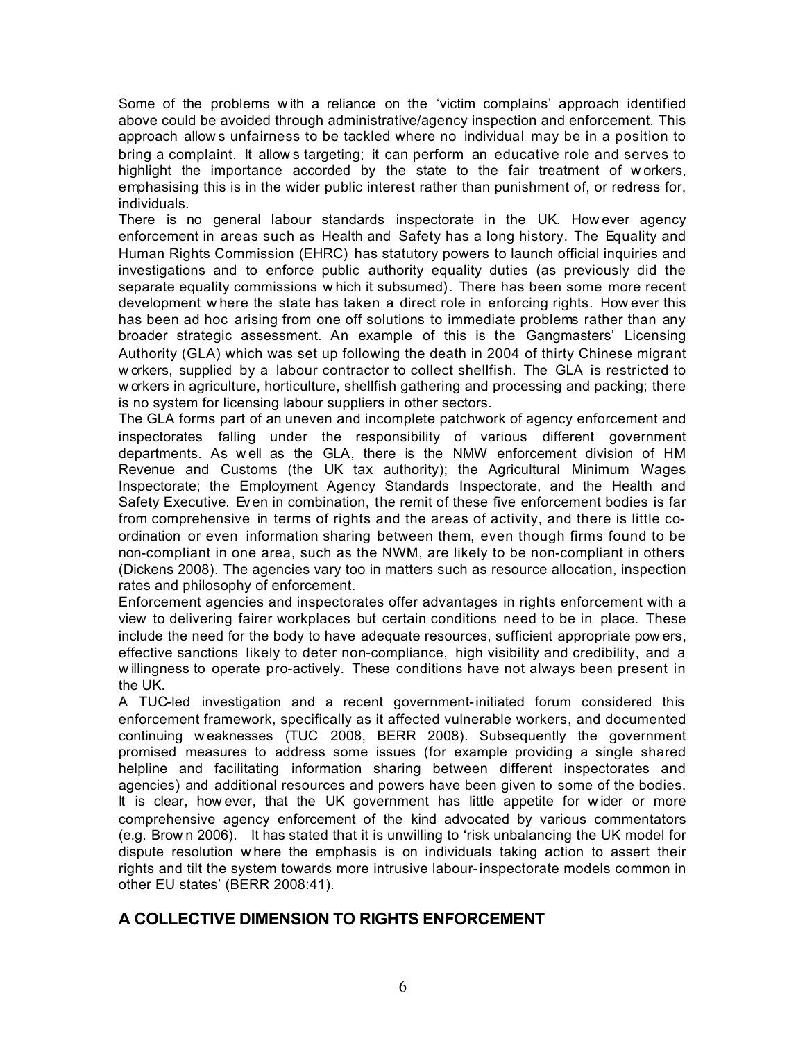Some of the problems with a reliance on the 'victim complains' approach identified above could be avoided through administrative/agency inspection and enforcement. This approach allows unfairness to be tackled where no individual may be in a position to bring a complaint. It allows targeting; it can perform an educative role and serves to highlight the importance accorded by the state to the fair treatment of workers, emphasising this is in the wider public interest rather than punishment of, or redress for, individuals.

There is no general labour standards inspectorate in the UK. However agency enforcement in areas such as Health and Safety has a long history. The Equality and Human Rights Commission (EHRC) has statutory powers to launch official inquiries and investigations and to enforce public authority equality duties (as previously did the separate equality commissions which it subsumed). There has been some more recent development where the state has taken a direct role in enforcing rights. However this has been ad hoc arising from one off solutions to immediate problems rather than any broader strategic assessment. An example of this is the Gangmasters' Licensing Authority (GLA) which was set up following the death in 2004 of thirty Chinese migrant workers, supplied by a labour contractor to collect shellfish. The GLA is restricted to workers in agriculture, horticulture, shellfish gathering and processing and packing; there is no system for licensing labour suppliers in other sectors.

The GLA forms part of an uneven and incomplete patchwork of agency enforcement and inspectorates falling under the responsibility of various different government departments. As well as the GLA, there is the NMW enforcement division of HM Revenue and Customs (the UK tax authority); the Agricultural Minimum Wages Inspectorate; the Employment Agency Standards Inspectorate, and the Health and Safety Executive. Even in combination, the remit of these five enforcement bodies is far from comprehensive in terms of rights and the areas of activity, and there is little co-ordination or even information sharing between them, even though firms found to be non-compliant in one area, such as the NWM, are likely to be non-compliant in others (Dickens 2008). The agencies vary too in matters such as resource allocation, inspection rates and philosophy of enforcement.

Enforcement agencies and inspectorates offer advantages in rights enforcement with a view to delivering fairer workplaces but certain conditions need to be in place. These include the need for the body to have adequate resources, sufficient appropriate powers, effective sanctions likely to deter non-compliance, high visibility and credibility, and a willingness to operate pro-actively. These conditions have not always been present in the UK.

A TUC-led investigation and a recent government-initiated forum considered this enforcement framework, specifically as it affected vulnerable workers, and documented continuing weaknesses (TUC 2008, BERR 2008). Subsequently the government promised measures to address some issues (for example providing a single shared helpline and facilitating information sharing between different inspectorates and agencies) and additional resources and powers have been given to some of the bodies. It is clear, however, that the UK government has little appetite for wider or more comprehensive agency enforcement of the kind advocated by various commentators (e.g. Brown 2006). It has stated that it is unwilling to 'risk unbalancing the UK model for dispute resolution where the emphasis is on individuals taking action to assert their rights and tilt the system towards more intrusive labour-inspectorate models common in other EU states' (BERR 2008:41).

## A COLLECTIVE DIMENSION TO RIGHTS ENFORCEMENT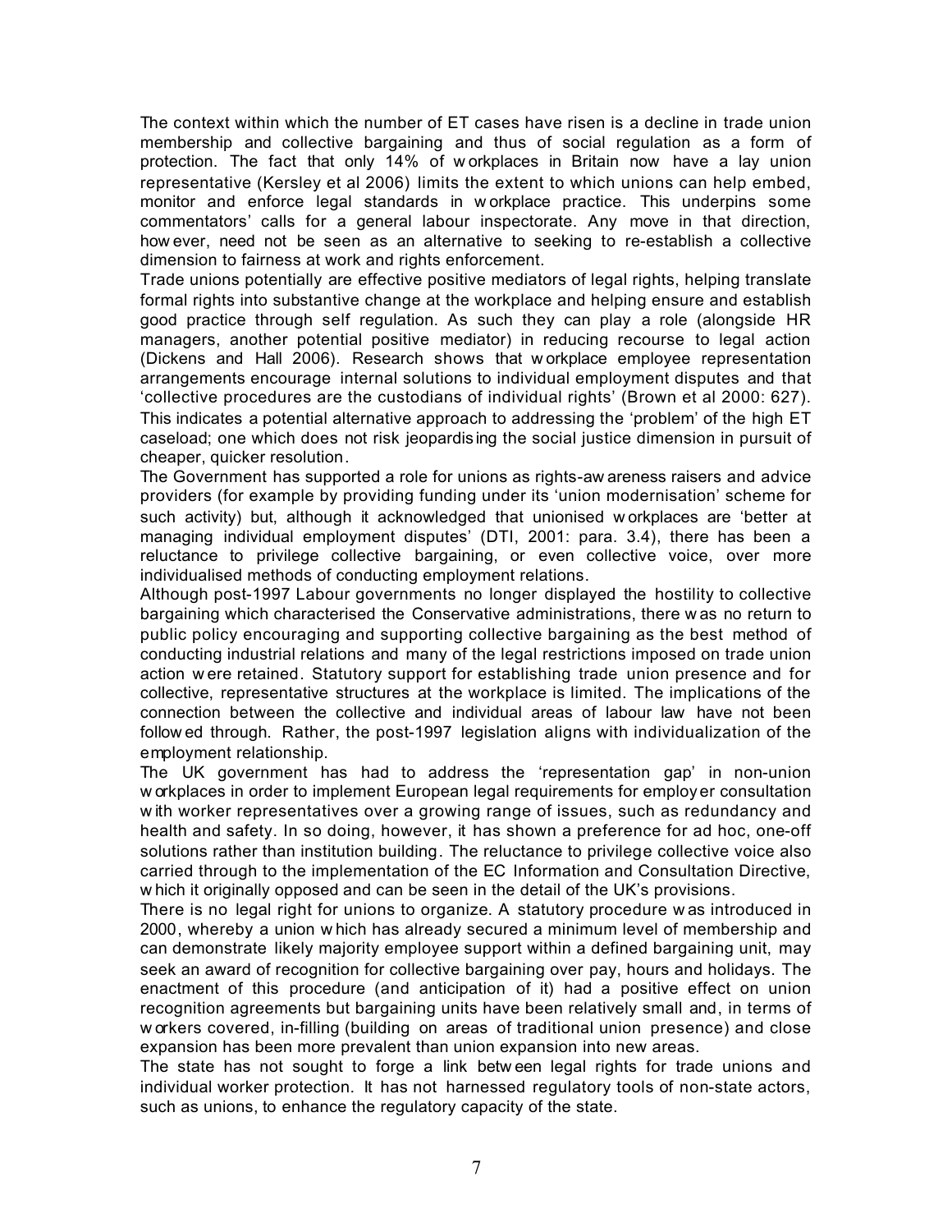The context within which the number of ET cases have risen is a decline in trade union membership and collective bargaining and thus of social regulation as a form of protection. The fact that only 14% of workplaces in Britain now have a lay union representative (Kersley et al 2006) limits the extent to which unions can help embed, monitor and enforce legal standards in workplace practice. This underpins some commentators' calls for a general labour inspectorate. Any move in that direction, however, need not be seen as an alternative to seeking to re-establish a collective dimension to fairness at work and rights enforcement.

Trade unions potentially are effective positive mediators of legal rights, helping translate formal rights into substantive change at the workplace and helping ensure and establish good practice through self regulation. As such they can play a role (alongside HR managers, another potential positive mediator) in reducing recourse to legal action (Dickens and Hall 2006). Research shows that workplace employee representation arrangements encourage internal solutions to individual employment disputes and that 'collective procedures are the custodians of individual rights' (Brown et al 2000: 627). This indicates a potential alternative approach to addressing the 'problem' of the high ET caseload; one which does not risk jeopardising the social justice dimension in pursuit of cheaper, quicker resolution.

The Government has supported a role for unions as rights-awareness raisers and advice providers (for example by providing funding under its 'union modernisation' scheme for such activity) but, although it acknowledged that unionised workplaces are 'better at managing individual employment disputes' (DTI, 2001: para. 3.4), there has been a reluctance to privilege collective bargaining, or even collective voice, over more individualised methods of conducting employment relations.

Although post-1997 Labour governments no longer displayed the hostility to collective bargaining which characterised the Conservative administrations, there was no return to public policy encouraging and supporting collective bargaining as the best method of conducting industrial relations and many of the legal restrictions imposed on trade union action were retained. Statutory support for establishing trade union presence and for collective, representative structures at the workplace is limited. The implications of the connection between the collective and individual areas of labour law have not been followed through. Rather, the post-1997 legislation aligns with individualization of the employment relationship.

The UK government has had to address the 'representation gap' in non-union workplaces in order to implement European legal requirements for employer consultation with worker representatives over a growing range of issues, such as redundancy and health and safety. In so doing, however, it has shown a preference for ad hoc, one-off solutions rather than institution building. The reluctance to privilege collective voice also carried through to the implementation of the EC Information and Consultation Directive, which it originally opposed and can be seen in the detail of the UK's provisions.

There is no legal right for unions to organize. A statutory procedure was introduced in 2000, whereby a union which has already secured a minimum level of membership and can demonstrate likely majority employee support within a defined bargaining unit, may seek an award of recognition for collective bargaining over pay, hours and holidays. The enactment of this procedure (and anticipation of it) had a positive effect on union recognition agreements but bargaining units have been relatively small and, in terms of workers covered, in-filling (building on areas of traditional union presence) and close expansion has been more prevalent than union expansion into new areas.

The state has not sought to forge a link between legal rights for trade unions and individual worker protection. It has not harnessed regulatory tools of non-state actors, such as unions, to enhance the regulatory capacity of the state.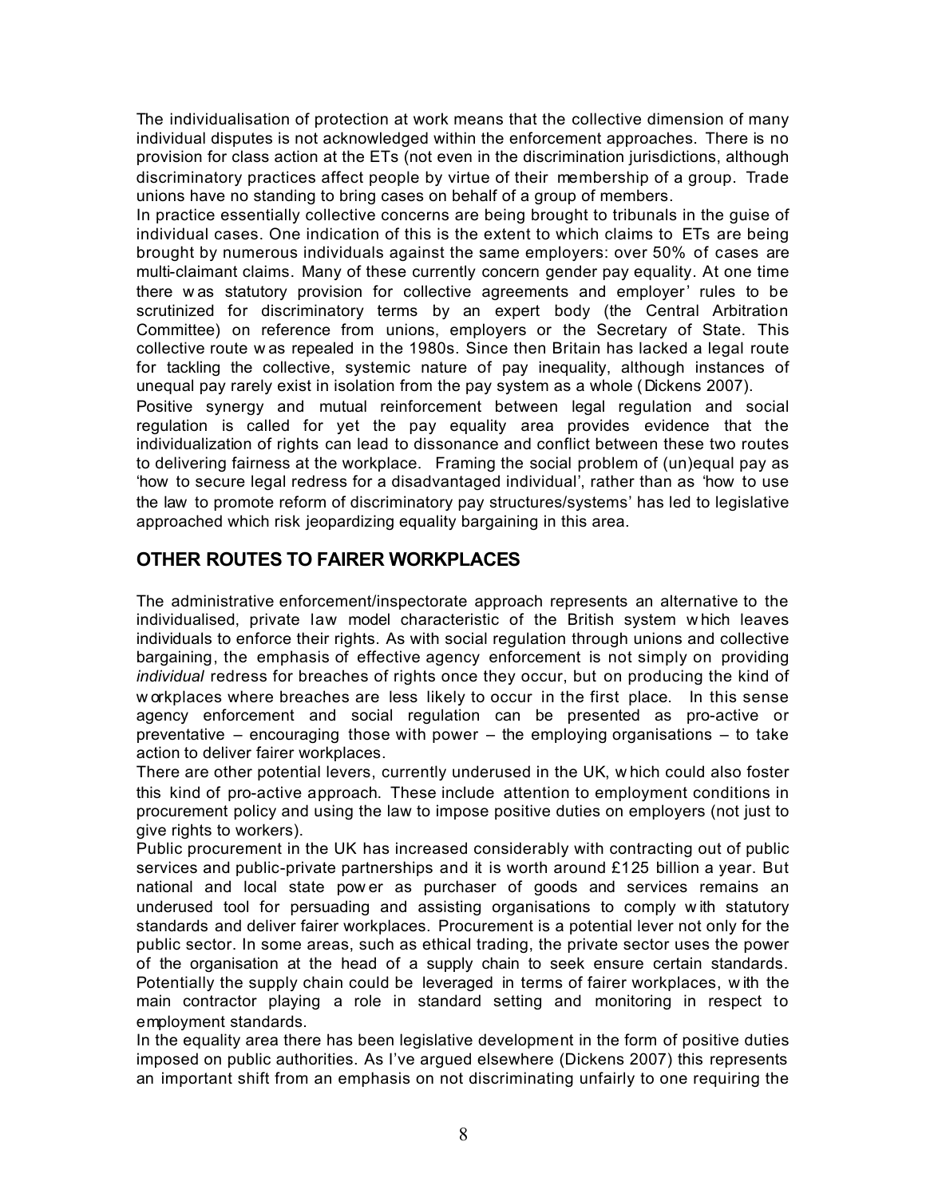The individualisation of protection at work means that the collective dimension of many individual disputes is not acknowledged within the enforcement approaches. There is no provision for class action at the ETs (not even in the discrimination jurisdictions, although discriminatory practices affect people by virtue of their membership of a group. Trade unions have no standing to bring cases on behalf of a group of members.

In practice essentially collective concerns are being brought to tribunals in the guise of individual cases. One indication of this is the extent to which claims to ETs are being brought by numerous individuals against the same employers: over 50% of cases are multi-claimant claims. Many of these currently concern gender pay equality. At one time there was statutory provision for collective agreements and employer' rules to be scrutinized for discriminatory terms by an expert body (the Central Arbitration Committee) on reference from unions, employers or the Secretary of State. This collective route was repealed in the 1980s. Since then Britain has lacked a legal route for tackling the collective, systemic nature of pay inequality, although instances of unequal pay rarely exist in isolation from the pay system as a whole (Dickens 2007).

Positive synergy and mutual reinforcement between legal regulation and social regulation is called for yet the pay equality area provides evidence that the individualization of rights can lead to dissonance and conflict between these two routes to delivering fairness at the workplace. Framing the social problem of (un)equal pay as 'how to secure legal redress for a disadvantaged individual', rather than as 'how to use the law to promote reform of discriminatory pay structures/systems' has led to legislative approached which risk jeopardizing equality bargaining in this area.

## OTHER ROUTES TO FAIRER WORKPLACES

The administrative enforcement/inspectorate approach represents an alternative to the individualised, private law model characteristic of the British system which leaves individuals to enforce their rights. As with social regulation through unions and collective bargaining, the emphasis of effective agency enforcement is not simply on providing *individual* redress for breaches of rights once they occur, but on producing the kind of workplaces where breaches are less likely to occur in the first place. In this sense agency enforcement and social regulation can be presented as pro-active or preventative – encouraging those with power – the employing organisations – to take action to deliver fairer workplaces.

There are other potential levers, currently underused in the UK, which could also foster this kind of pro-active approach. These include attention to employment conditions in procurement policy and using the law to impose positive duties on employers (not just to give rights to workers).

Public procurement in the UK has increased considerably with contracting out of public services and public-private partnerships and it is worth around £125 billion a year. But national and local state power as purchaser of goods and services remains an underused tool for persuading and assisting organisations to comply with statutory standards and deliver fairer workplaces. Procurement is a potential lever not only for the public sector. In some areas, such as ethical trading, the private sector uses the power of the organisation at the head of a supply chain to seek ensure certain standards. Potentially the supply chain could be leveraged in terms of fairer workplaces, with the main contractor playing a role in standard setting and monitoring in respect to employment standards.

In the equality area there has been legislative development in the form of positive duties imposed on public authorities. As I've argued elsewhere (Dickens 2007) this represents an important shift from an emphasis on not discriminating unfairly to one requiring the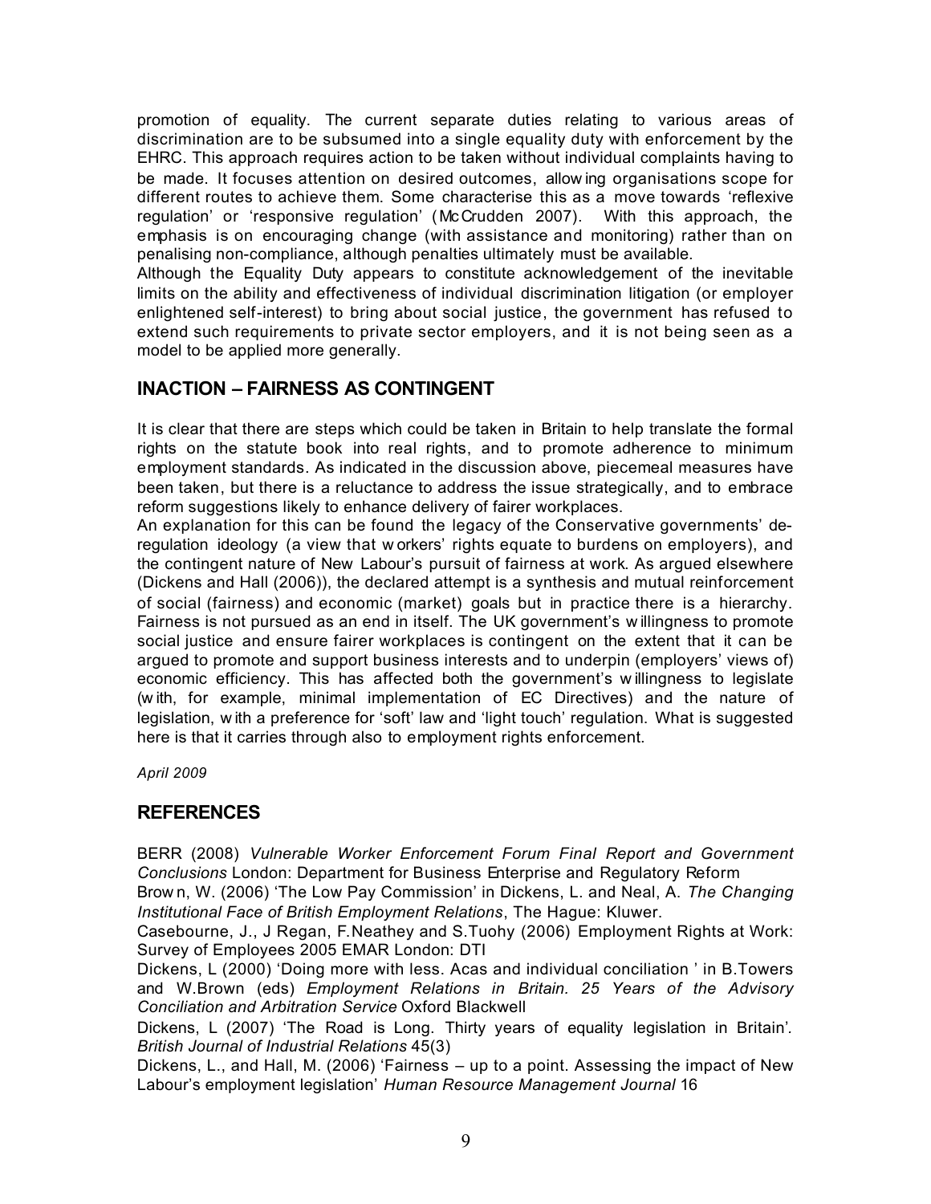promotion of equality. The current separate duties relating to various areas of discrimination are to be subsumed into a single equality duty with enforcement by the EHRC. This approach requires action to be taken without individual complaints having to be made. It focuses attention on desired outcomes, allowing organisations scope for different routes to achieve them. Some characterise this as a move towards 'reflexive regulation' or 'responsive regulation' (McCrudden 2007). With this approach, the emphasis is on encouraging change (with assistance and monitoring) rather than on penalising non-compliance, although penalties ultimately must be available.

Although the Equality Duty appears to constitute acknowledgement of the inevitable limits on the ability and effectiveness of individual discrimination litigation (or employer enlightened self-interest) to bring about social justice, the government has refused to extend such requirements to private sector employers, and it is not being seen as a model to be applied more generally.

## INACTION – FAIRNESS AS CONTINGENT

It is clear that there are steps which could be taken in Britain to help translate the formal rights on the statute book into real rights, and to promote adherence to minimum employment standards. As indicated in the discussion above, piecemeal measures have been taken, but there is a reluctance to address the issue strategically, and to embrace reform suggestions likely to enhance delivery of fairer workplaces.

An explanation for this can be found the legacy of the Conservative governments' de-regulation ideology (a view that workers' rights equate to burdens on employers), and the contingent nature of New Labour's pursuit of fairness at work. As argued elsewhere (Dickens and Hall (2006)), the declared attempt is a synthesis and mutual reinforcement of social (fairness) and economic (market) goals but in practice there is a hierarchy. Fairness is not pursued as an end in itself. The UK government's willingness to promote social justice and ensure fairer workplaces is contingent on the extent that it can be argued to promote and support business interests and to underpin (employers' views of) economic efficiency. This has affected both the government's willingness to legislate (with, for example, minimal implementation of EC Directives) and the nature of legislation, with a preference for 'soft' law and 'light touch' regulation. What is suggested here is that it carries through also to employment rights enforcement.

*April 2009*

## REFERENCES

BERR (2008) *Vulnerable Worker Enforcement Forum Final Report and Government Conclusions* London: Department for Business Enterprise and Regulatory Reform

Brown, W. (2006) 'The Low Pay Commission' in Dickens, L. and Neal, A. *The Changing Institutional Face of British Employment Relations*, The Hague: Kluwer.

Casebourne, J., J Regan, F.Neathey and S.Tuohy (2006) Employment Rights at Work: Survey of Employees 2005 EMAR London: DTI

Dickens, L (2000) 'Doing more with less. Acas and individual conciliation ' in B.Towers and W.Brown (eds) *Employment Relations in Britain. 25 Years of the Advisory Conciliation and Arbitration Service* Oxford Blackwell

Dickens, L (2007) 'The Road is Long. Thirty years of equality legislation in Britain'. *British Journal of Industrial Relations* 45(3)

Dickens, L., and Hall, M. (2006) 'Fairness – up to a point. Assessing the impact of New Labour's employment legislation' *Human Resource Management Journal* 16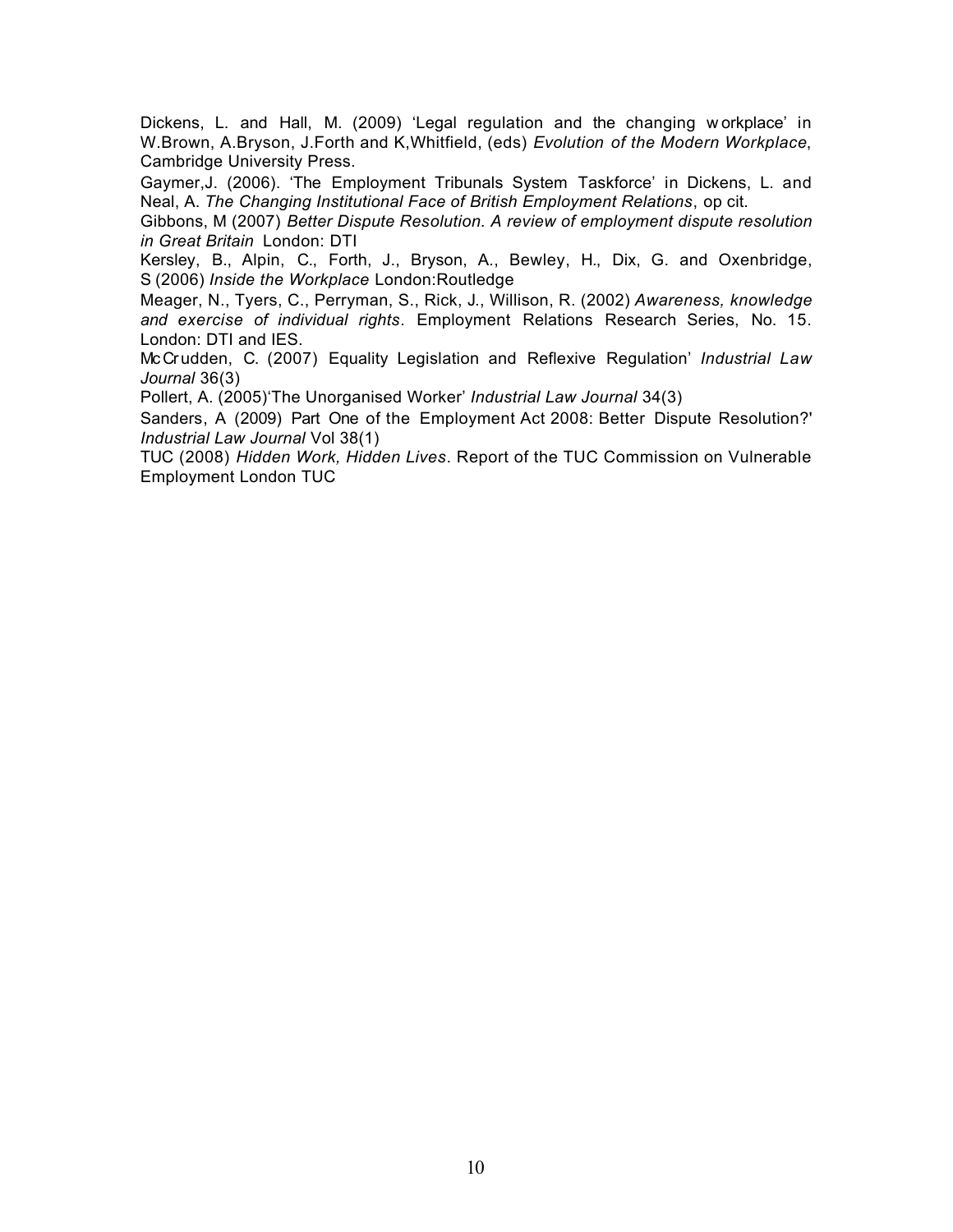Dickens, L. and Hall, M. (2009) 'Legal regulation and the changing workplace' in W.Brown, A.Bryson, J.Forth and K,Whitfield, (eds) *Evolution of the Modern Workplace*, Cambridge University Press.

Gaymer,J. (2006). 'The Employment Tribunals System Taskforce' in Dickens, L. and Neal, A. *The Changing Institutional Face of British Employment Relations*, op cit.

Gibbons, M (2007) *Better Dispute Resolution. A review of employment dispute resolution in Great Britain* London: DTI

Kersley, B., Alpin, C., Forth, J., Bryson, A., Bewley, H., Dix, G. and Oxenbridge, S (2006) *Inside the Workplace* London:Routledge

Meager, N., Tyers, C., Perryman, S., Rick, J., Willison, R. (2002) *Awareness, knowledge and exercise of individual rights*. Employment Relations Research Series, No. 15. London: DTI and IES.

McCrudden, C. (2007) Equality Legislation and Reflexive Regulation' *Industrial Law Journal* 36(3)

Pollert, A. (2005)'The Unorganised Worker' *Industrial Law Journal* 34(3)

Sanders, A (2009) Part One of the Employment Act 2008: Better Dispute Resolution?' *Industrial Law Journal* Vol 38(1)

TUC (2008) *Hidden Work, Hidden Lives*. Report of the TUC Commission on Vulnerable Employment London TUC